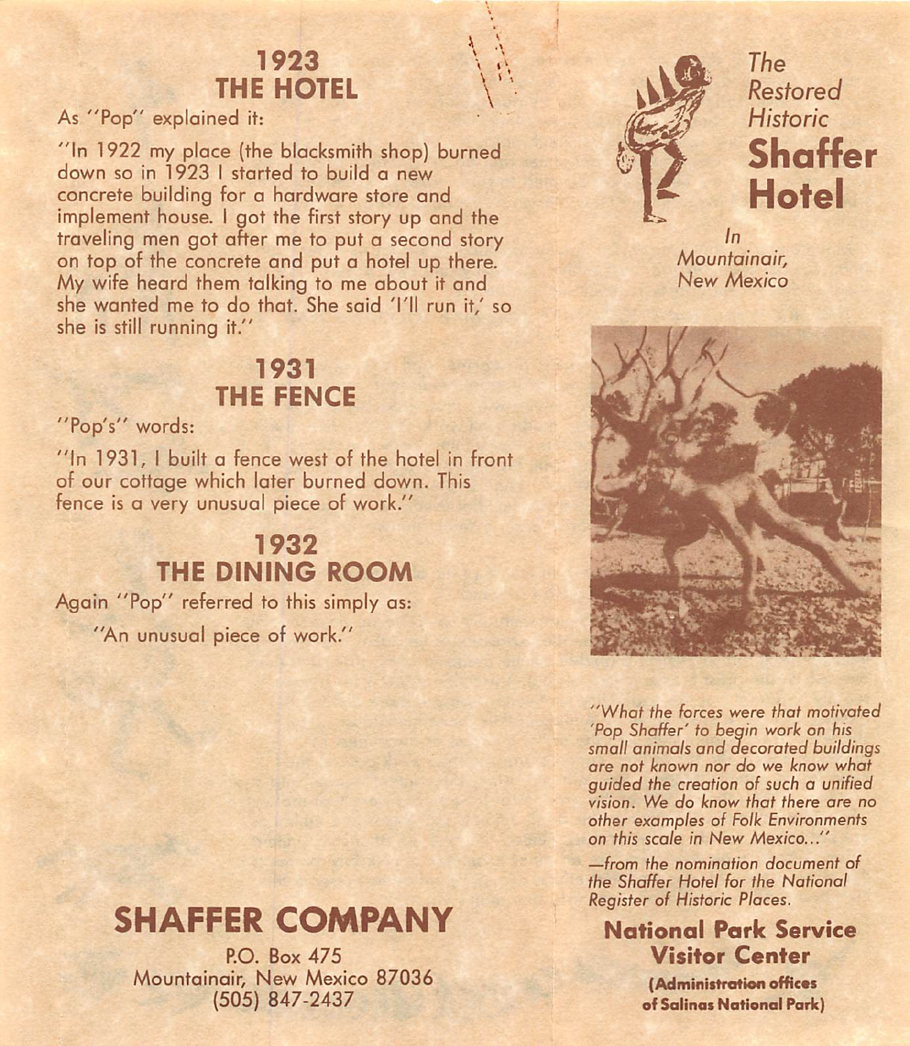## 1923
## THE HOTEL

As "Pop" explained it:

"In 1922 my place (the blacksmith shop) burned down so in 1923 I started to build a new concrete building for a hardware store and implement house. I got the first story up and the traveling men got after me to put a second story on top of the concrete and put a hotel up there. My wife heard them talking to me about it and she wanted me to do that. She said 'I'll run it,' so she is still running it."

## 1931
## THE FENCE

"Pop's" words:

"In 1931, I built a fence west of the hotel in front of our cottage which later burned down. This fence is a very unusual piece of work."

## 1932
## THE DINING ROOM

Again "Pop" referred to this simply as:

"An unusual piece of work."

## SHAFFER COMPANY

P.O. Box 475
Mountainair, New Mexico 87036
(505) 847-2437

*The Restored Historic*

# Shaffer Hotel

*In Mountainair, New Mexico*

*"What the forces were that motivated 'Pop Shaffer' to begin work on his small animals and decorated buildings are not known nor do we know what guided the creation of such a unified vision. We do know that there are no other examples of Folk Environments on this scale in New Mexico..."*

*—from the nomination document of the Shaffer Hotel for the National Register of Historic Places.*

**National Park Service Visitor Center**

**(Administration offices of Salinas National Park)**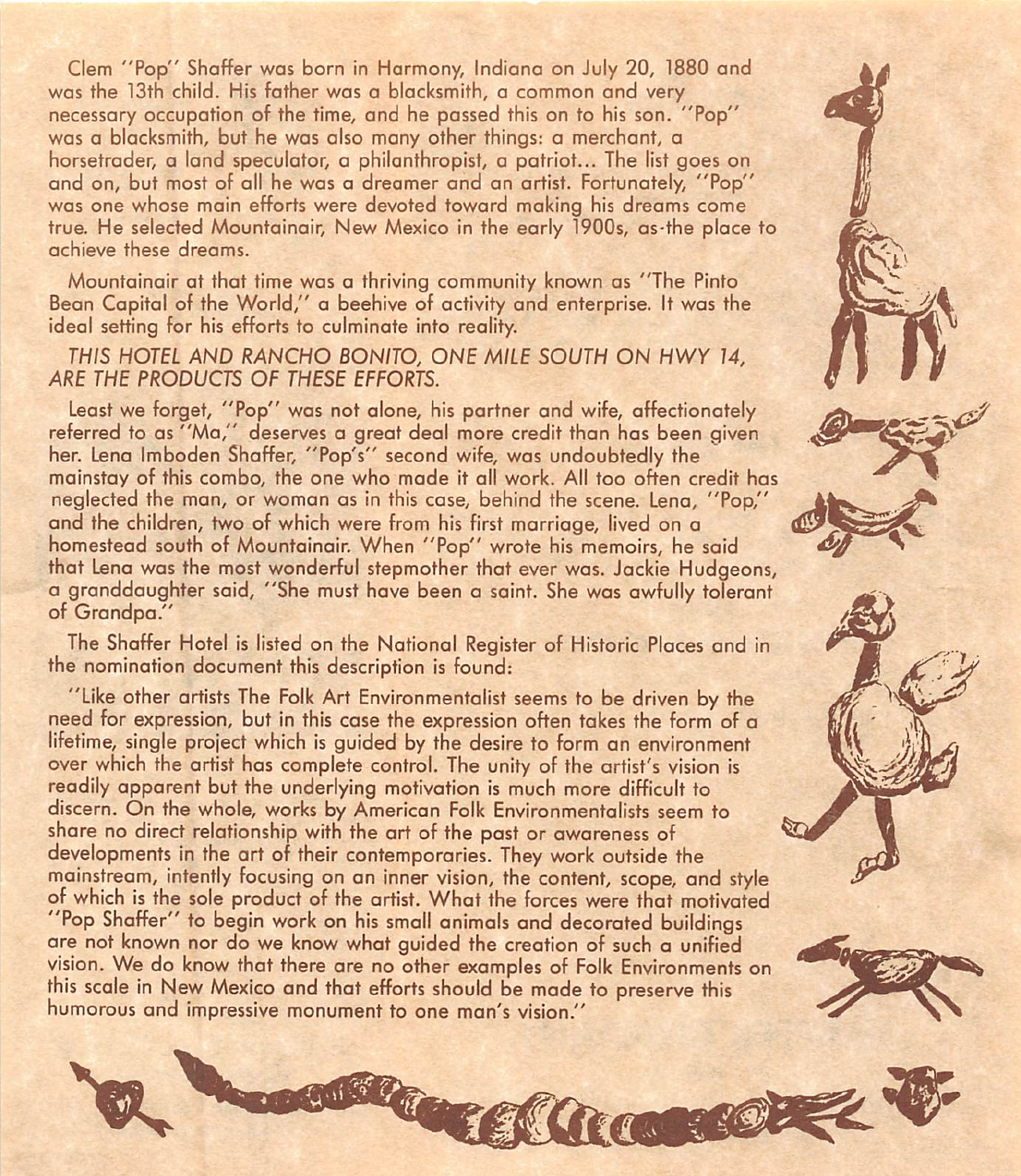Clem "Pop" Shaffer was born in Harmony, Indiana on July 20, 1880 and was the 13th child. His father was a blacksmith, a common and very necessary occupation of the time, and he passed this on to his son. "Pop" was a blacksmith, but he was also many other things: a merchant, a horsetrader, a land speculator, a philanthropist, a patriot... The list goes on and on, but most of all he was a dreamer and an artist. Fortunately, "Pop" was one whose main efforts were devoted toward making his dreams come true. He selected Mountainair, New Mexico in the early 1900s, as the place to achieve these dreams.

Mountainair at that time was a thriving community known as "The Pinto Bean Capital of the World," a beehive of activity and enterprise. It was the ideal setting for his efforts to culminate into reality.

*THIS HOTEL AND RANCHO BONITO, ONE MILE SOUTH ON HWY 14, ARE THE PRODUCTS OF THESE EFFORTS.*

Least we forget, "Pop" was not alone, his partner and wife, affectionately referred to as "Ma," deserves a great deal more credit than has been given her. Lena Imboden Shaffer, "Pop's" second wife, was undoubtedly the mainstay of this combo, the one who made it all work. All too often credit has neglected the man, or woman as in this case, behind the scene. Lena, "Pop," and the children, two of which were from his first marriage, lived on a homestead south of Mountainair. When "Pop" wrote his memoirs, he said that Lena was the most wonderful stepmother that ever was. Jackie Hudgeons, a granddaughter said, "She must have been a saint. She was awfully tolerant of Grandpa."

The Shaffer Hotel is listed on the National Register of Historic Places and in the nomination document this description is found:

"Like other artists The Folk Art Environmentalist seems to be driven by the need for expression, but in this case the expression often takes the form of a lifetime, single project which is guided by the desire to form an environment over which the artist has complete control. The unity of the artist's vision is readily apparent but the underlying motivation is much more difficult to discern. On the whole, works by American Folk Environmentalists seem to share no direct relationship with the art of the past or awareness of developments in the art of their contemporaries. They work outside the mainstream, intently focusing on an inner vision, the content, scope, and style of which is the sole product of the artist. What the forces were that motivated "Pop Shaffer" to begin work on his small animals and decorated buildings are not known nor do we know what guided the creation of such a unified vision. We do know that there are no other examples of Folk Environments on this scale in New Mexico and that efforts should be made to preserve this humorous and impressive monument to one man's vision."